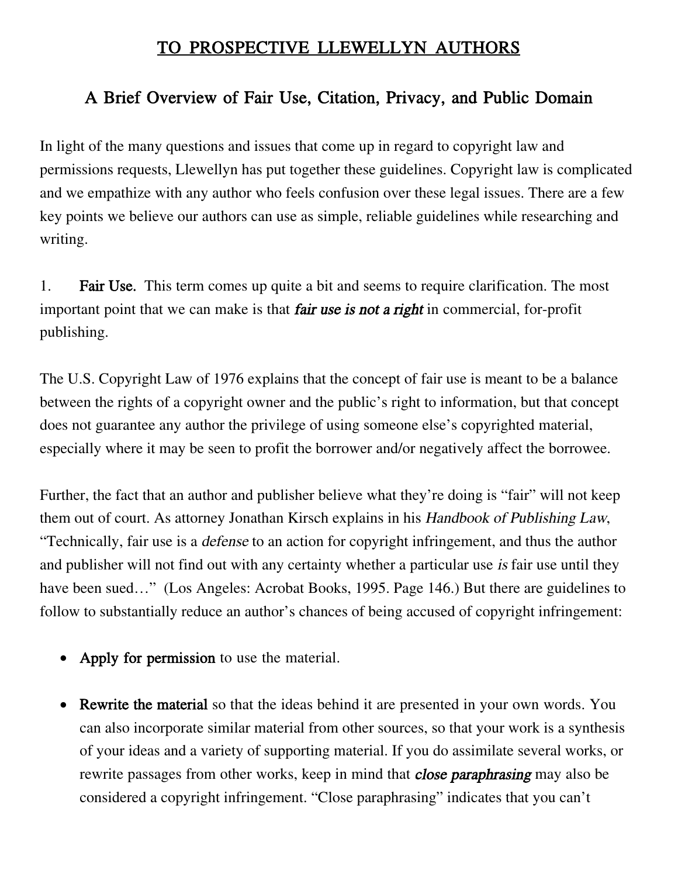# TO PROSPECTIVE LLEWELLYN AUTHORS

## A Brief Overview of Fair Use, Citation, Privacy, and Public Domain

In light of the many questions and issues that come up in regard to copyright law and permissions requests, Llewellyn has put together these guidelines. Copyright law is complicated and we empathize with any author who feels confusion over these legal issues. There are a few key points we believe our authors can use as simple, reliable guidelines while researching and writing.

1. **Fair Use.** This term comes up quite a bit and seems to require clarification. The most important point that we can make is that ***fair use is not a right*** in commercial, for-profit publishing.

The U.S. Copyright Law of 1976 explains that the concept of fair use is meant to be a balance between the rights of a copyright owner and the public's right to information, but that concept does not guarantee any author the privilege of using someone else's copyrighted material, especially where it may be seen to profit the borrower and/or negatively affect the borrowee.

Further, the fact that an author and publisher believe what they're doing is "fair" will not keep them out of court. As attorney Jonathan Kirsch explains in his *Handbook of Publishing Law*, "Technically, fair use is a *defense* to an action for copyright infringement, and thus the author and publisher will not find out with any certainty whether a particular use *is* fair use until they have been sued…" (Los Angeles: Acrobat Books, 1995. Page 146.) But there are guidelines to follow to substantially reduce an author's chances of being accused of copyright infringement:

- **Apply for permission** to use the material.
- **Rewrite the material** so that the ideas behind it are presented in your own words. You can also incorporate similar material from other sources, so that your work is a synthesis of your ideas and a variety of supporting material. If you do assimilate several works, or rewrite passages from other works, keep in mind that ***close paraphrasing*** may also be considered a copyright infringement. "Close paraphrasing" indicates that you can't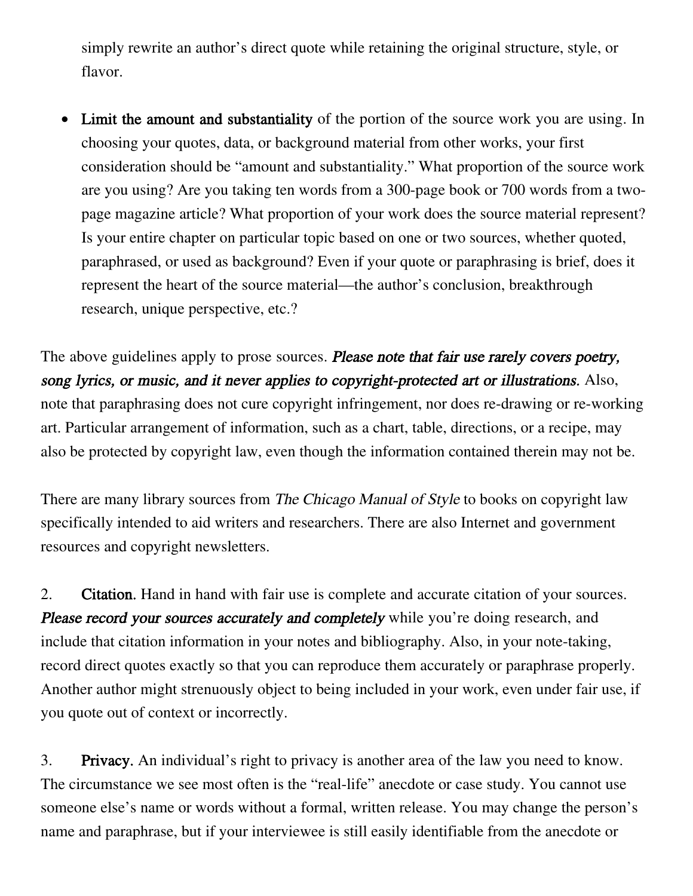simply rewrite an author's direct quote while retaining the original structure, style, or flavor.

- **Limit the amount and substantiality** of the portion of the source work you are using. In choosing your quotes, data, or background material from other works, your first consideration should be "amount and substantiality." What proportion of the source work are you using? Are you taking ten words from a 300-page book or 700 words from a two-page magazine article? What proportion of your work does the source material represent? Is your entire chapter on particular topic based on one or two sources, whether quoted, paraphrased, or used as background? Even if your quote or paraphrasing is brief, does it represent the heart of the source material—the author's conclusion, breakthrough research, unique perspective, etc.?

The above guidelines apply to prose sources. ***Please note that fair use rarely covers poetry, song lyrics, or music, and it never applies to copyright-protected art or illustrations.*** Also, note that paraphrasing does not cure copyright infringement, nor does re-drawing or re-working art. Particular arrangement of information, such as a chart, table, directions, or a recipe, may also be protected by copyright law, even though the information contained therein may not be.

There are many library sources from *The Chicago Manual of Style* to books on copyright law specifically intended to aid writers and researchers. There are also Internet and government resources and copyright newsletters.

2. **Citation.** Hand in hand with fair use is complete and accurate citation of your sources. ***Please record your sources accurately and completely*** while you're doing research, and include that citation information in your notes and bibliography. Also, in your note-taking, record direct quotes exactly so that you can reproduce them accurately or paraphrase properly. Another author might strenuously object to being included in your work, even under fair use, if you quote out of context or incorrectly.

3. **Privacy.** An individual's right to privacy is another area of the law you need to know. The circumstance we see most often is the "real-life" anecdote or case study. You cannot use someone else's name or words without a formal, written release. You may change the person's name and paraphrase, but if your interviewee is still easily identifiable from the anecdote or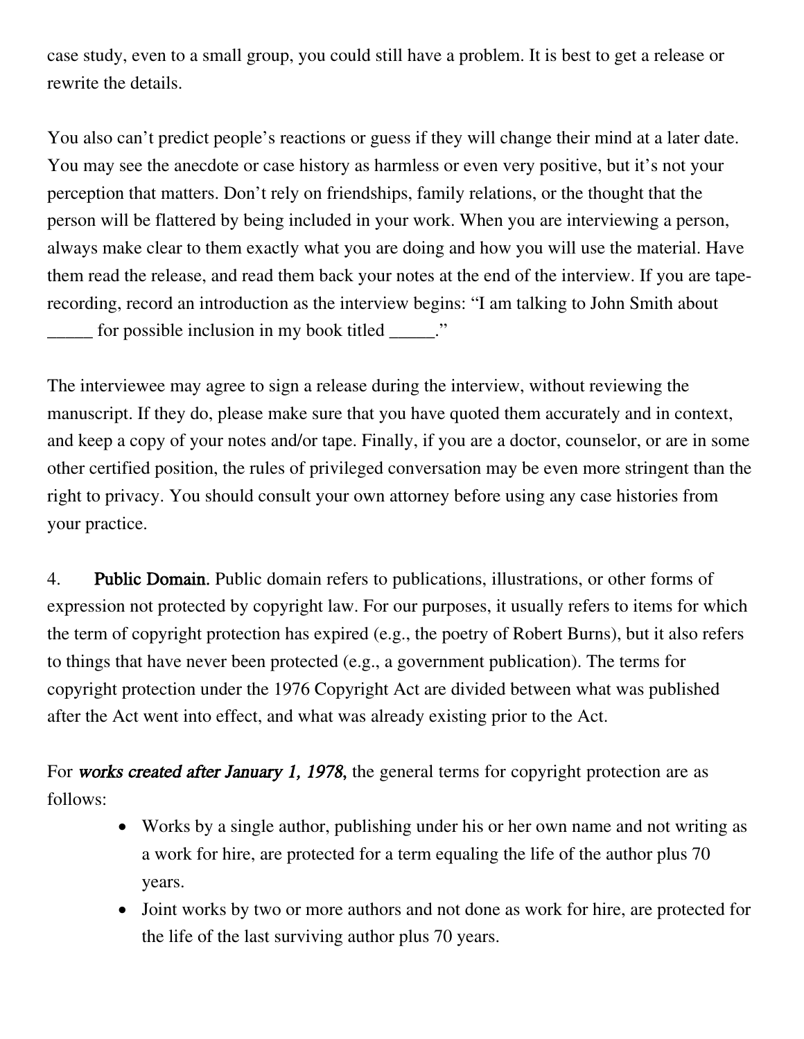case study, even to a small group, you could still have a problem. It is best to get a release or rewrite the details.

You also can't predict people's reactions or guess if they will change their mind at a later date. You may see the anecdote or case history as harmless or even very positive, but it's not your perception that matters. Don't rely on friendships, family relations, or the thought that the person will be flattered by being included in your work. When you are interviewing a person, always make clear to them exactly what you are doing and how you will use the material. Have them read the release, and read them back your notes at the end of the interview. If you are tape-recording, record an introduction as the interview begins: "I am talking to John Smith about _____ for possible inclusion in my book titled _____."

The interviewee may agree to sign a release during the interview, without reviewing the manuscript. If they do, please make sure that you have quoted them accurately and in context, and keep a copy of your notes and/or tape. Finally, if you are a doctor, counselor, or are in some other certified position, the rules of privileged conversation may be even more stringent than the right to privacy. You should consult your own attorney before using any case histories from your practice.

4. **Public Domain.** Public domain refers to publications, illustrations, or other forms of expression not protected by copyright law. For our purposes, it usually refers to items for which the term of copyright protection has expired (e.g., the poetry of Robert Burns), but it also refers to things that have never been protected (e.g., a government publication). The terms for copyright protection under the 1976 Copyright Act are divided between what was published after the Act went into effect, and what was already existing prior to the Act.

For ***works created after January 1, 1978***, the general terms for copyright protection are as follows:

- Works by a single author, publishing under his or her own name and not writing as a work for hire, are protected for a term equaling the life of the author plus 70 years.
- Joint works by two or more authors and not done as work for hire, are protected for the life of the last surviving author plus 70 years.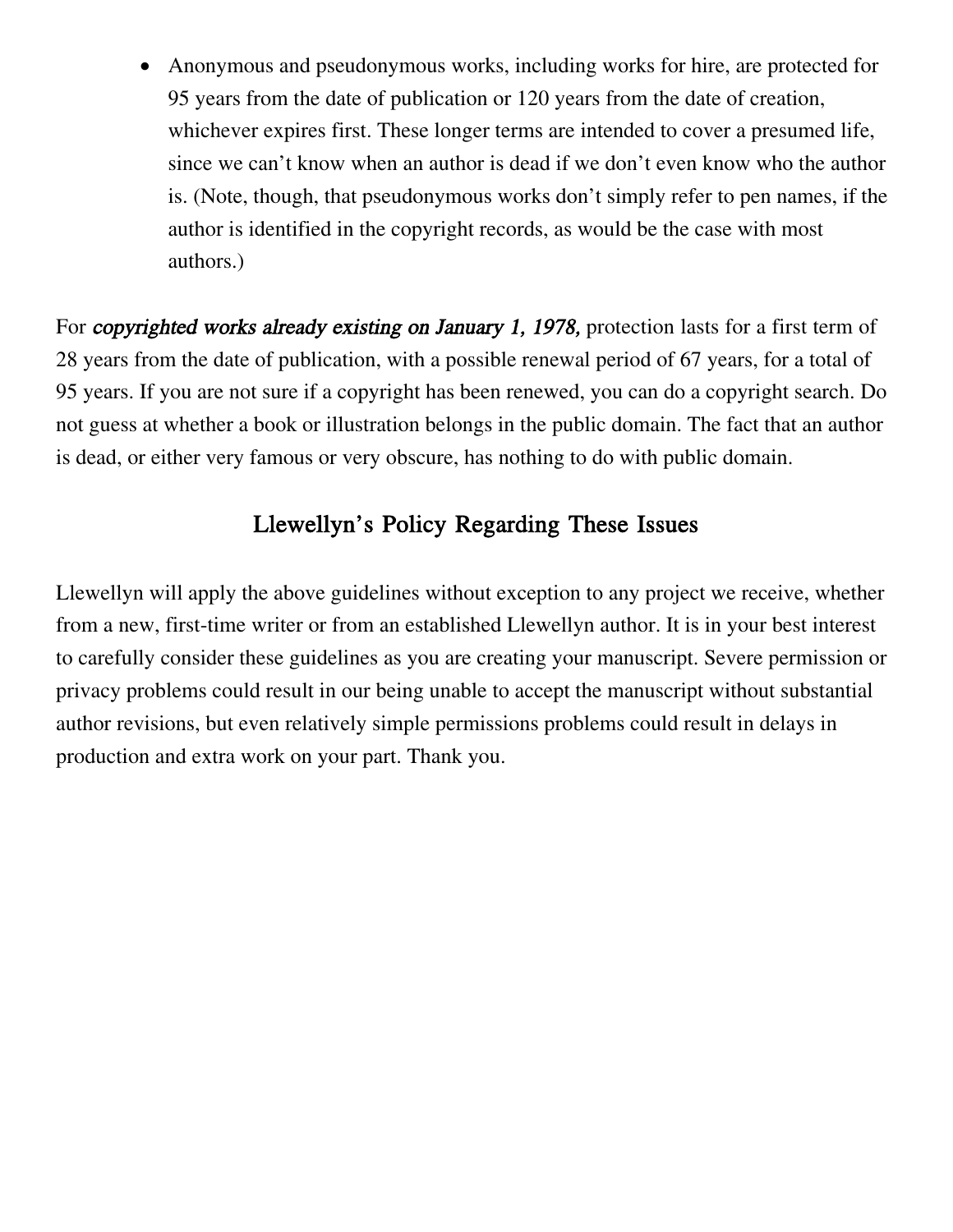- Anonymous and pseudonymous works, including works for hire, are protected for 95 years from the date of publication or 120 years from the date of creation, whichever expires first. These longer terms are intended to cover a presumed life, since we can't know when an author is dead if we don't even know who the author is. (Note, though, that pseudonymous works don't simply refer to pen names, if the author is identified in the copyright records, as would be the case with most authors.)

For *copyrighted works already existing on January 1, 1978,* protection lasts for a first term of 28 years from the date of publication, with a possible renewal period of 67 years, for a total of 95 years. If you are not sure if a copyright has been renewed, you can do a copyright search. Do not guess at whether a book or illustration belongs in the public domain. The fact that an author is dead, or either very famous or very obscure, has nothing to do with public domain.

## Llewellyn's Policy Regarding These Issues

Llewellyn will apply the above guidelines without exception to any project we receive, whether from a new, first-time writer or from an established Llewellyn author. It is in your best interest to carefully consider these guidelines as you are creating your manuscript. Severe permission or privacy problems could result in our being unable to accept the manuscript without substantial author revisions, but even relatively simple permissions problems could result in delays in production and extra work on your part. Thank you.